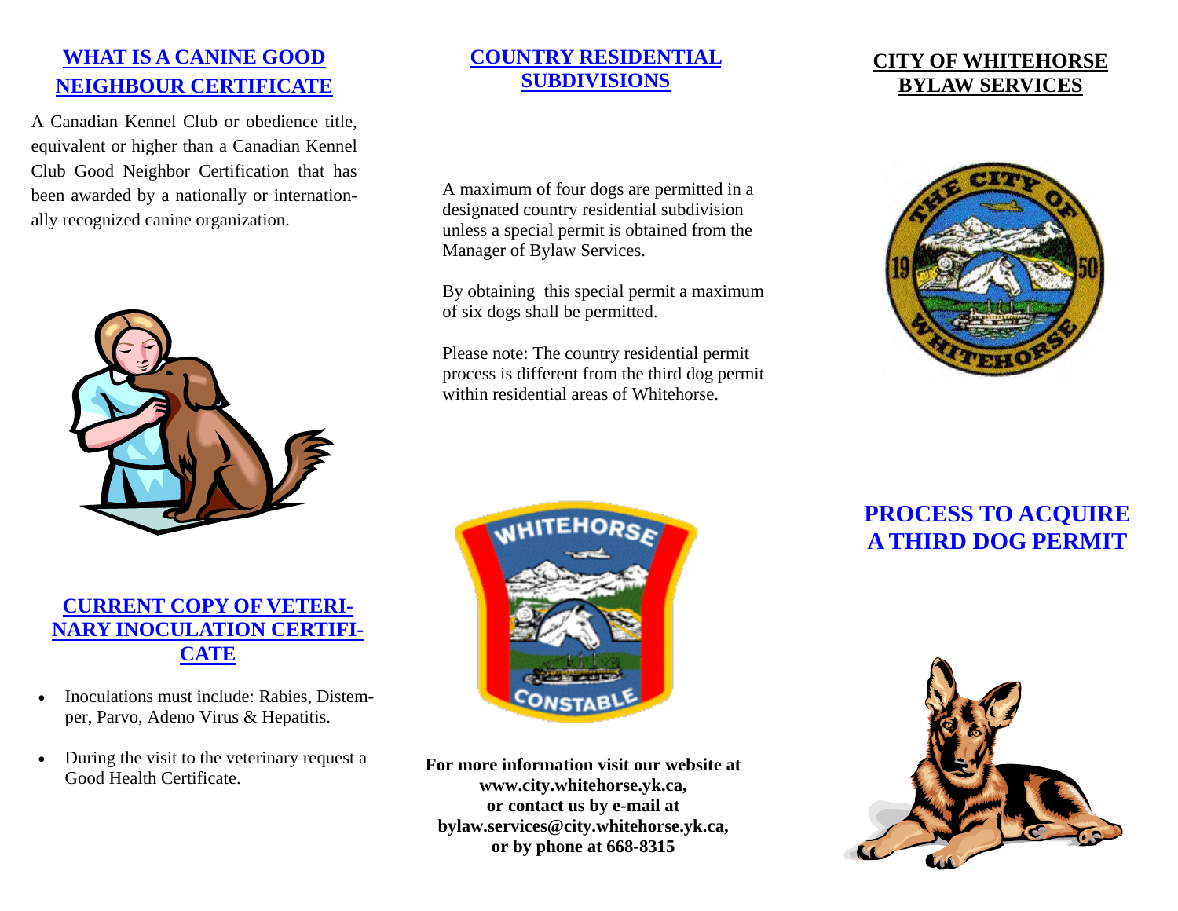## WHAT IS A CANINE GOOD NEIGHBOUR CERTIFICATE

A Canadian Kennel Club or obedience title, equivalent or higher than a Canadian Kennel Club Good Neighbor Certification that has been awarded by a nationally or internationally recognized canine organization.

## CURRENT COPY OF VETERINARY INOCULATION CERTIFICATE

- Inoculations must include: Rabies, Distemper, Parvo, Adeno Virus & Hepatitis.
- During the visit to the veterinary request a Good Health Certificate.

## COUNTRY RESIDENTIAL SUBDIVISIONS

A maximum of four dogs are permitted in a designated country residential subdivision unless a special permit is obtained from the Manager of Bylaw Services.

By obtaining this special permit a maximum of six dogs shall be permitted.

Please note: The country residential permit process is different from the third dog permit within residential areas of Whitehorse.

**For more information visit our website at www.city.whitehorse.yk.ca, or contact us by e-mail at bylaw.services@city.whitehorse.yk.ca, or by phone at 668-8315**

## CITY OF WHITEHORSE BYLAW SERVICES

# PROCESS TO ACQUIRE A THIRD DOG PERMIT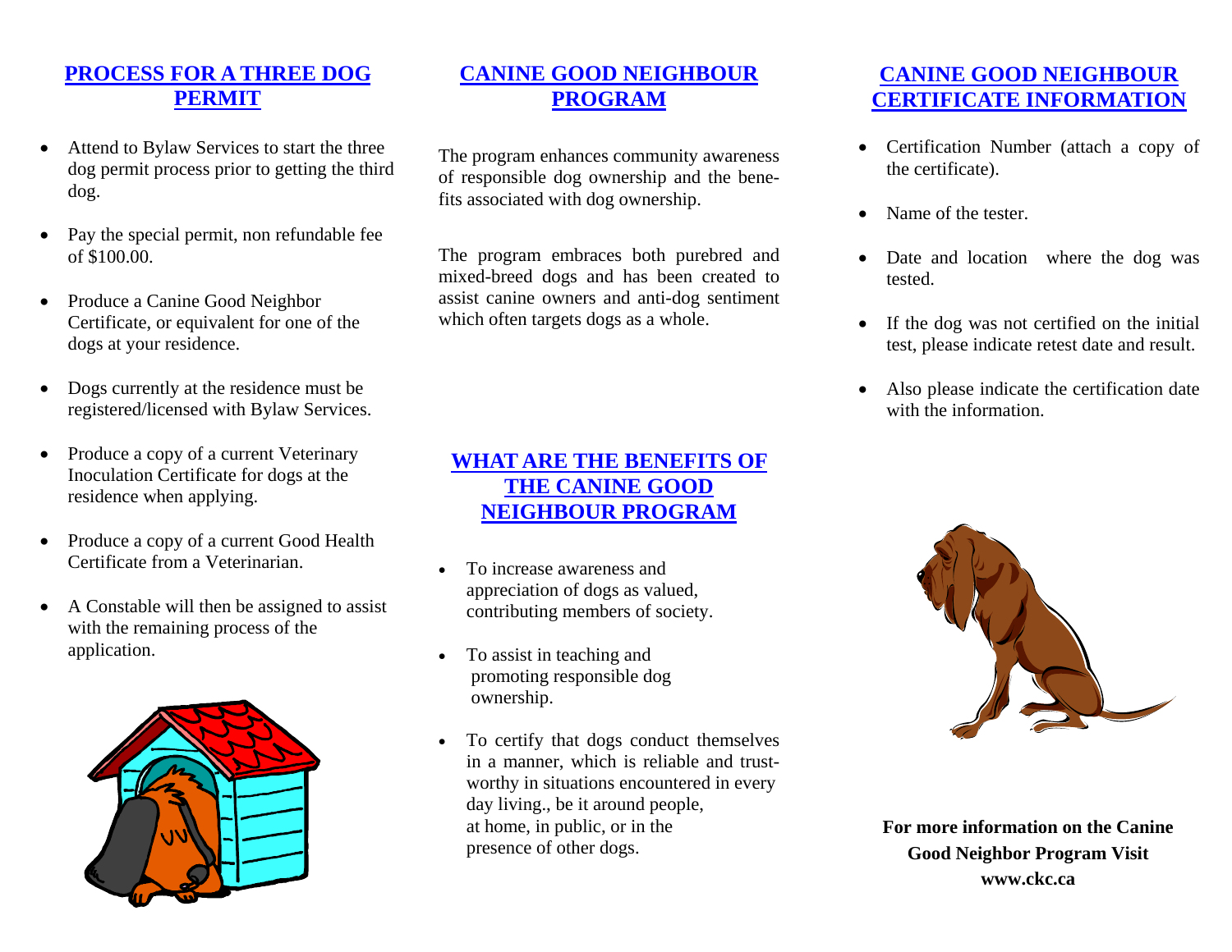## PROCESS FOR A THREE DOG PERMIT

- Attend to Bylaw Services to start the three dog permit process prior to getting the third dog.
- Pay the special permit, non refundable fee of $100.00.
- Produce a Canine Good Neighbor Certificate, or equivalent for one of the dogs at your residence.
- Dogs currently at the residence must be registered/licensed with Bylaw Services.
- Produce a copy of a current Veterinary Inoculation Certificate for dogs at the residence when applying.
- Produce a copy of a current Good Health Certificate from a Veterinarian.
- A Constable will then be assigned to assist with the remaining process of the application.

## CANINE GOOD NEIGHBOUR PROGRAM

The program enhances community awareness of responsible dog ownership and the benefits associated with dog ownership.

The program embraces both purebred and mixed-breed dogs and has been created to assist canine owners and anti-dog sentiment which often targets dogs as a whole.

## WHAT ARE THE BENEFITS OF THE CANINE GOOD NEIGHBOUR PROGRAM

- To increase awareness and appreciation of dogs as valued, contributing members of society.
- To assist in teaching and promoting responsible dog ownership.
- To certify that dogs conduct themselves in a manner, which is reliable and trustworthy in situations encountered in every day living., be it around people, at home, in public, or in the presence of other dogs.

## CANINE GOOD NEIGHBOUR CERTIFICATE INFORMATION

- Certification Number (attach a copy of the certificate).
- Name of the tester.
- Date and location where the dog was tested.
- If the dog was not certified on the initial test, please indicate retest date and result.
- Also please indicate the certification date with the information.

**For more information on the Canine Good Neighbor Program Visit www.ckc.ca**